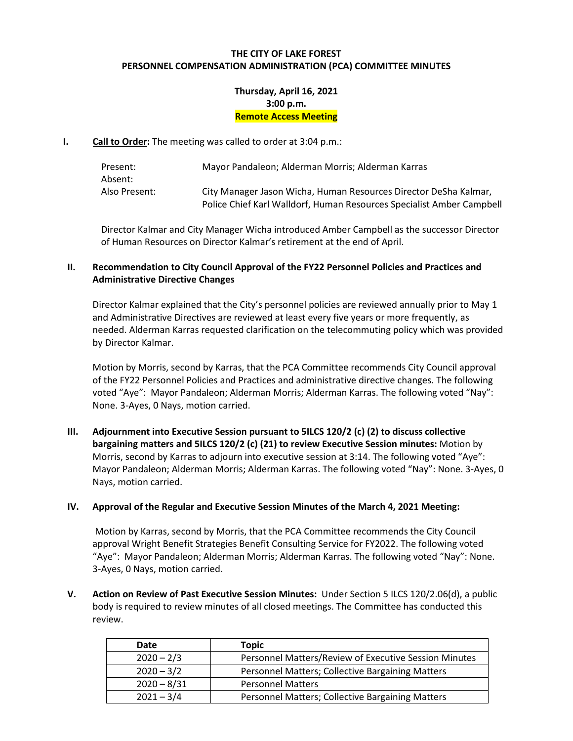**THE CITY OF LAKE FOREST**
**PERSONNEL COMPENSATION ADMINISTRATION (PCA) COMMITTEE MINUTES**

**Thursday, April 16, 2021**
**3:00 p.m.**
**Remote Access Meeting**

**I. Call to Order:** The meeting was called to order at 3:04 p.m.:

| | |
|---|---|
| Present: | Mayor Pandaleon; Alderman Morris; Alderman Karras |
| Absent: | |
| Also Present: | City Manager Jason Wicha, Human Resources Director DeSha Kalmar, Police Chief Karl Walldorf, Human Resources Specialist Amber Campbell |

Director Kalmar and City Manager Wicha introduced Amber Campbell as the successor Director of Human Resources on Director Kalmar's retirement at the end of April.

**II. Recommendation to City Council Approval of the FY22 Personnel Policies and Practices and Administrative Directive Changes**

Director Kalmar explained that the City's personnel policies are reviewed annually prior to May 1 and Administrative Directives are reviewed at least every five years or more frequently, as needed. Alderman Karras requested clarification on the telecommuting policy which was provided by Director Kalmar.

Motion by Morris, second by Karras, that the PCA Committee recommends City Council approval of the FY22 Personnel Policies and Practices and administrative directive changes. The following voted "Aye": Mayor Pandaleon; Alderman Morris; Alderman Karras. The following voted "Nay": None. 3-Ayes, 0 Nays, motion carried.

**III. Adjournment into Executive Session pursuant to 5ILCS 120/2 (c) (2) to discuss collective bargaining matters and 5ILCS 120/2 (c) (21) to review Executive Session minutes:** Motion by Morris, second by Karras to adjourn into executive session at 3:14. The following voted "Aye": Mayor Pandaleon; Alderman Morris; Alderman Karras. The following voted "Nay": None. 3-Ayes, 0 Nays, motion carried.

**IV. Approval of the Regular and Executive Session Minutes of the March 4, 2021 Meeting:**

Motion by Karras, second by Morris, that the PCA Committee recommends the City Council approval Wright Benefit Strategies Benefit Consulting Service for FY2022. The following voted "Aye": Mayor Pandaleon; Alderman Morris; Alderman Karras. The following voted "Nay": None. 3-Ayes, 0 Nays, motion carried.

**V. Action on Review of Past Executive Session Minutes:** Under Section 5 ILCS 120/2.06(d), a public body is required to review minutes of all closed meetings. The Committee has conducted this review.

| Date | Topic |
|---|---|
| 2020 – 2/3 | Personnel Matters/Review of Executive Session Minutes |
| 2020 – 3/2 | Personnel Matters; Collective Bargaining Matters |
| 2020 – 8/31 | Personnel Matters |
| 2021 – 3/4 | Personnel Matters; Collective Bargaining Matters |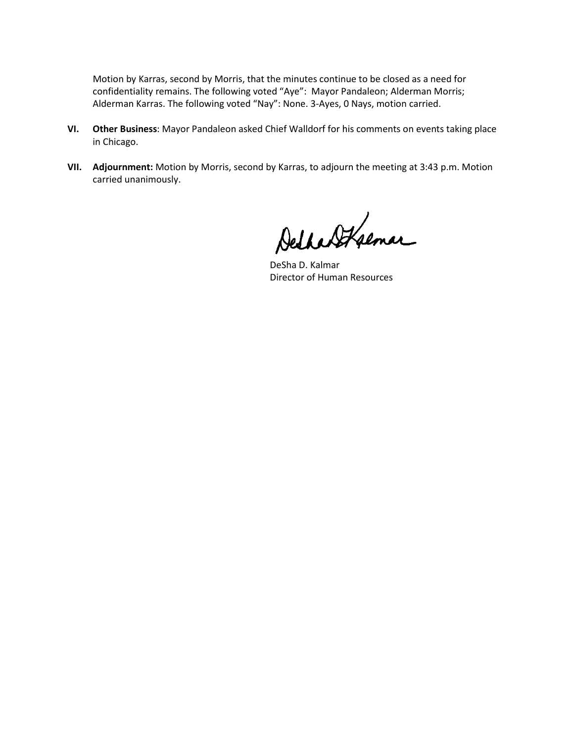Motion by Karras, second by Morris, that the minutes continue to be closed as a need for confidentiality remains. The following voted "Aye": Mayor Pandaleon; Alderman Morris; Alderman Karras. The following voted "Nay": None. 3-Ayes, 0 Nays, motion carried.

**VI. Other Business**: Mayor Pandaleon asked Chief Walldorf for his comments on events taking place in Chicago.

**VII. Adjournment:** Motion by Morris, second by Karras, to adjourn the meeting at 3:43 p.m. Motion carried unanimously.

DeSha D. Kalmar
Director of Human Resources